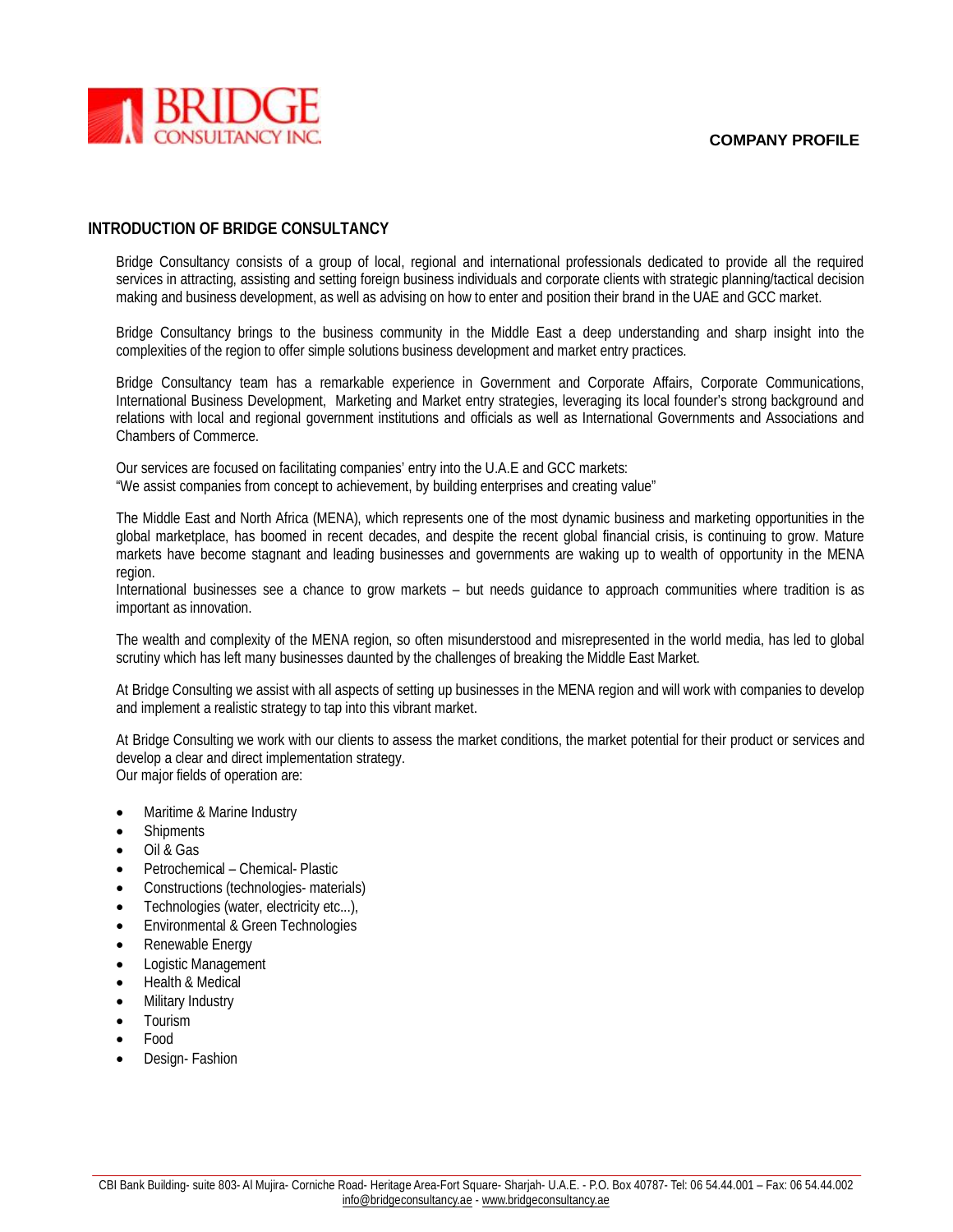**COMPANY PROFILE**

## INTRODUCTION OF BRIDGE CONSULTANCY

Bridge Consultancy consists of a group of local, regional and international professionals dedicated to provide all the required services in attracting, assisting and setting foreign business individuals and corporate clients with strategic planning/tactical decision making and business development, as well as advising on how to enter and position their brand in the UAE and GCC market.

Bridge Consultancy brings to the business community in the Middle East a deep understanding and sharp insight into the complexities of the region to offer simple solutions business development and market entry practices.

Bridge Consultancy team has a remarkable experience in Government and Corporate Affairs, Corporate Communications, International Business Development, Marketing and Market entry strategies, leveraging its local founder's strong background and relations with local and regional government institutions and officials as well as International Governments and Associations and Chambers of Commerce.

Our services are focused on facilitating companies' entry into the U.A.E and GCC markets:
"We assist companies from concept to achievement, by building enterprises and creating value"

The Middle East and North Africa (MENA), which represents one of the most dynamic business and marketing opportunities in the global marketplace, has boomed in recent decades, and despite the recent global financial crisis, is continuing to grow. Mature markets have become stagnant and leading businesses and governments are waking up to wealth of opportunity in the MENA region.
International businesses see a chance to grow markets – but needs guidance to approach communities where tradition is as important as innovation.

The wealth and complexity of the MENA region, so often misunderstood and misrepresented in the world media, has led to global scrutiny which has left many businesses daunted by the challenges of breaking the Middle East Market.

At Bridge Consulting we assist with all aspects of setting up businesses in the MENA region and will work with companies to develop and implement a realistic strategy to tap into this vibrant market.

At Bridge Consulting we work with our clients to assess the market conditions, the market potential for their product or services and develop a clear and direct implementation strategy.
Our major fields of operation are:

- Maritime & Marine Industry
- Shipments
- Oil & Gas
- Petrochemical – Chemical- Plastic
- Constructions (technologies- materials)
- Technologies (water, electricity etc...),
- Environmental & Green Technologies
- Renewable Energy
- Logistic Management
- Health & Medical
- Military Industry
- Tourism
- Food
- Design- Fashion

CBI Bank Building- suite 803- Al Mujira- Corniche Road- Heritage Area-Fort Square- Sharjah- U.A.E. - P.O. Box 40787- Tel: 06 54.44.001 – Fax: 06 54.44.002
info@bridgeconsultancy.ae - www.bridgeconsultancy.ae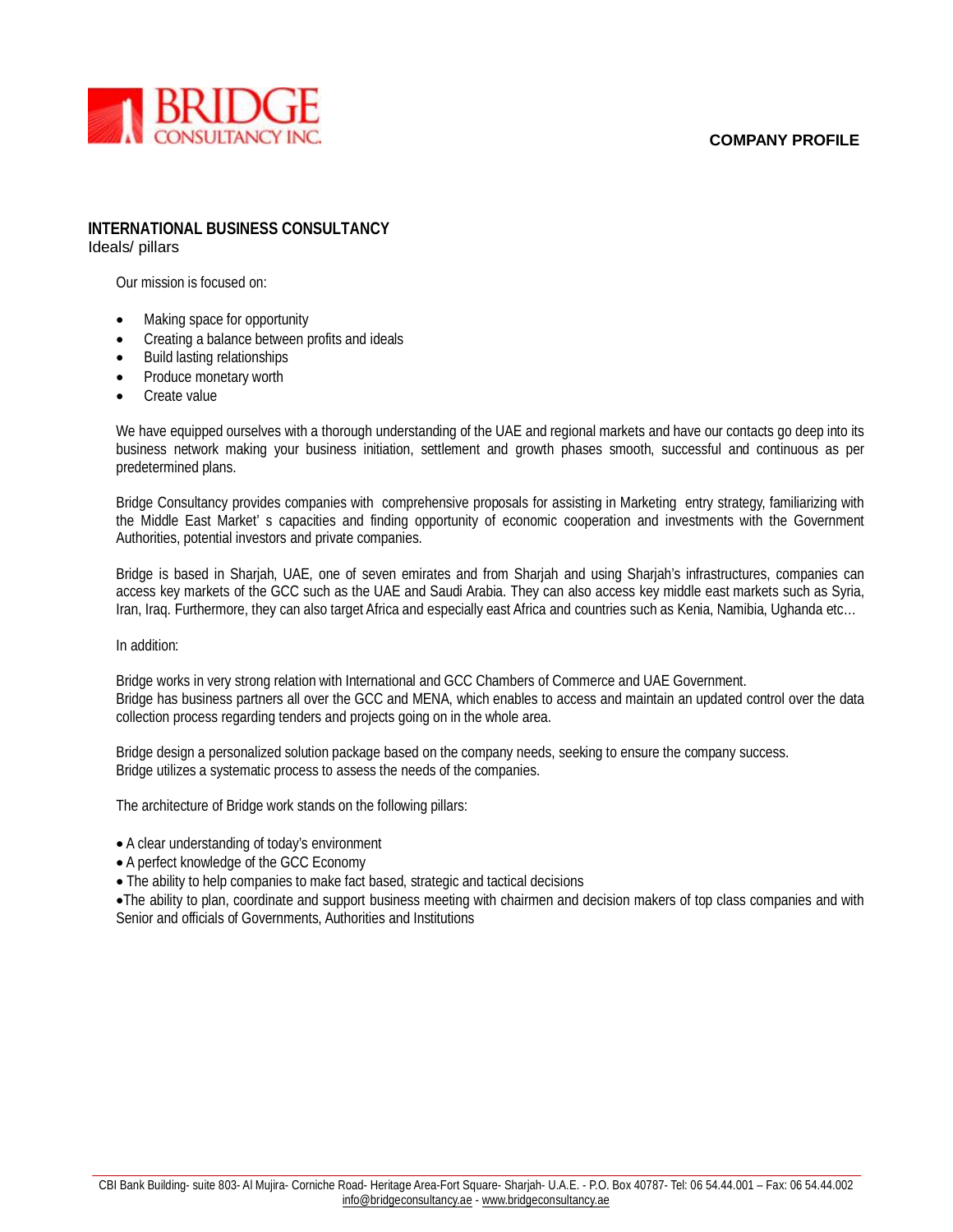COMPANY PROFILE

## INTERNATIONAL BUSINESS CONSULTANCY

Ideals/ pillars

Our mission is focused on:

- Making space for opportunity
- Creating a balance between profits and ideals
- Build lasting relationships
- Produce monetary worth
- Create value

We have equipped ourselves with a thorough understanding of the UAE and regional markets and have our contacts go deep into its business network making your business initiation, settlement and growth phases smooth, successful and continuous as per predetermined plans.

Bridge Consultancy provides companies with comprehensive proposals for assisting in Marketing entry strategy, familiarizing with the Middle East Market' s capacities and finding opportunity of economic cooperation and investments with the Government Authorities, potential investors and private companies.

Bridge is based in Sharjah, UAE, one of seven emirates and from Sharjah and using Sharjah's infrastructures, companies can access key markets of the GCC such as the UAE and Saudi Arabia. They can also access key middle east markets such as Syria, Iran, Iraq. Furthermore, they can also target Africa and especially east Africa and countries such as Kenia, Namibia, Ughanda etc…

In addition:

Bridge works in very strong relation with International and GCC Chambers of Commerce and UAE Government.
Bridge has business partners all over the GCC and MENA, which enables to access and maintain an updated control over the data collection process regarding tenders and projects going on in the whole area.

Bridge design a personalized solution package based on the company needs, seeking to ensure the company success.
Bridge utilizes a systematic process to assess the needs of the companies.

The architecture of Bridge work stands on the following pillars:

- A clear understanding of today's environment
- A perfect knowledge of the GCC Economy
- The ability to help companies to make fact based, strategic and tactical decisions
- The ability to plan, coordinate and support business meeting with chairmen and decision makers of top class companies and with Senior and officials of Governments, Authorities and Institutions

CBI Bank Building- suite 803- Al Mujira- Corniche Road- Heritage Area-Fort Square- Sharjah- U.A.E. - P.O. Box 40787- Tel: 06 54.44.001 – Fax: 06 54.44.002
info@bridgeconsultancy.ae - www.bridgeconsultancy.ae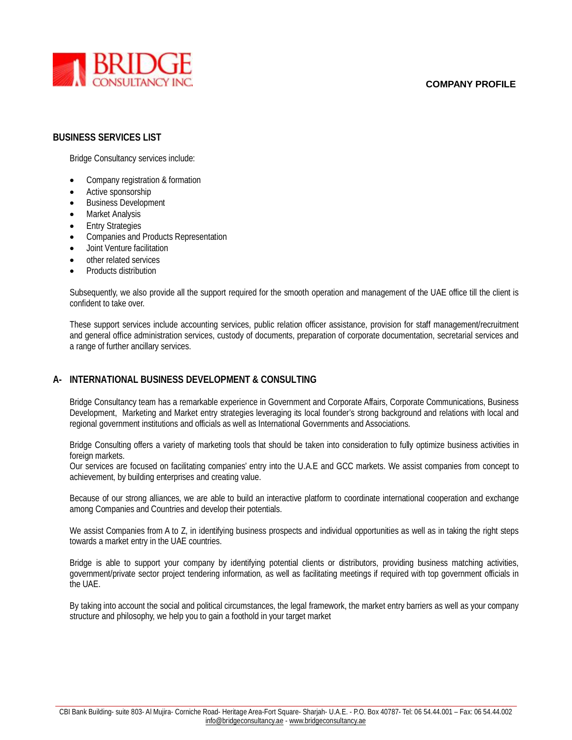**COMPANY PROFILE**

## BUSINESS SERVICES LIST

Bridge Consultancy services include:

- Company registration & formation
- Active sponsorship
- Business Development
- Market Analysis
- Entry Strategies
- Companies and Products Representation
- Joint Venture facilitation
- other related services
- Products distribution

Subsequently, we also provide all the support required for the smooth operation and management of the UAE office till the client is confident to take over.

These support services include accounting services, public relation officer assistance, provision for staff management/recruitment and general office administration services, custody of documents, preparation of corporate documentation, secretarial services and a range of further ancillary services.

## A- INTERNATIONAL BUSINESS DEVELOPMENT & CONSULTING

Bridge Consultancy team has a remarkable experience in Government and Corporate Affairs, Corporate Communications, Business Development, Marketing and Market entry strategies leveraging its local founder's strong background and relations with local and regional government institutions and officials as well as International Governments and Associations.

Bridge Consulting offers a variety of marketing tools that should be taken into consideration to fully optimize business activities in foreign markets.
Our services are focused on facilitating companies' entry into the U.A.E and GCC markets. We assist companies from concept to achievement, by building enterprises and creating value.

Because of our strong alliances, we are able to build an interactive platform to coordinate international cooperation and exchange among Companies and Countries and develop their potentials.

We assist Companies from A to Z, in identifying business prospects and individual opportunities as well as in taking the right steps towards a market entry in the UAE countries.

Bridge is able to support your company by identifying potential clients or distributors, providing business matching activities, government/private sector project tendering information, as well as facilitating meetings if required with top government officials in the UAE.

By taking into account the social and political circumstances, the legal framework, the market entry barriers as well as your company structure and philosophy, we help you to gain a foothold in your target market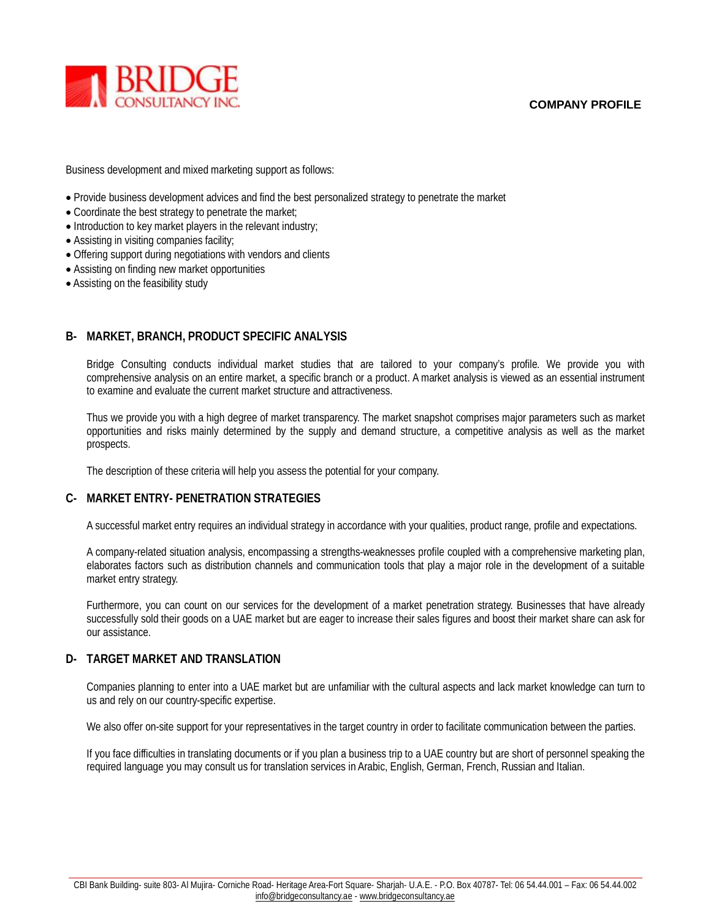Business development and mixed marketing support as follows:

- Provide business development advices and find the best personalized strategy to penetrate the market
- Coordinate the best strategy to penetrate the market;
- Introduction to key market players in the relevant industry;
- Assisting in visiting companies facility;
- Offering support during negotiations with vendors and clients
- Assisting on finding new market opportunities
- Assisting on the feasibility study

## B- MARKET, BRANCH, PRODUCT SPECIFIC ANALYSIS

Bridge Consulting conducts individual market studies that are tailored to your company's profile. We provide you with comprehensive analysis on an entire market, a specific branch or a product. A market analysis is viewed as an essential instrument to examine and evaluate the current market structure and attractiveness.

Thus we provide you with a high degree of market transparency. The market snapshot comprises major parameters such as market opportunities and risks mainly determined by the supply and demand structure, a competitive analysis as well as the market prospects.

The description of these criteria will help you assess the potential for your company.

## C- MARKET ENTRY- PENETRATION STRATEGIES

A successful market entry requires an individual strategy in accordance with your qualities, product range, profile and expectations.

A company-related situation analysis, encompassing a strengths-weaknesses profile coupled with a comprehensive marketing plan, elaborates factors such as distribution channels and communication tools that play a major role in the development of a suitable market entry strategy.

Furthermore, you can count on our services for the development of a market penetration strategy. Businesses that have already successfully sold their goods on a UAE market but are eager to increase their sales figures and boost their market share can ask for our assistance.

## D- TARGET MARKET AND TRANSLATION

Companies planning to enter into a UAE market but are unfamiliar with the cultural aspects and lack market knowledge can turn to us and rely on our country-specific expertise.

We also offer on-site support for your representatives in the target country in order to facilitate communication between the parties.

If you face difficulties in translating documents or if you plan a business trip to a UAE country but are short of personnel speaking the required language you may consult us for translation services in Arabic, English, German, French, Russian and Italian.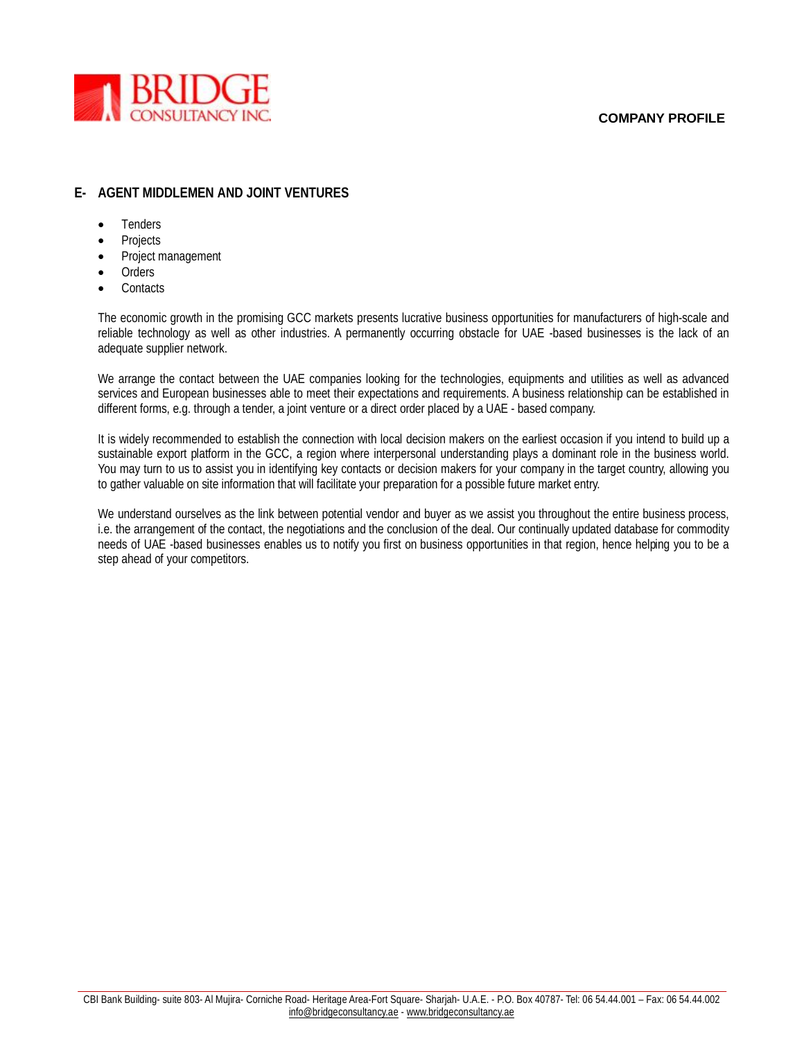## E- AGENT MIDDLEMEN AND JOINT VENTURES

- Tenders
- Projects
- Project management
- Orders
- Contacts

The economic growth in the promising GCC markets presents lucrative business opportunities for manufacturers of high-scale and reliable technology as well as other industries. A permanently occurring obstacle for UAE -based businesses is the lack of an adequate supplier network.

We arrange the contact between the UAE companies looking for the technologies, equipments and utilities as well as advanced services and European businesses able to meet their expectations and requirements. A business relationship can be established in different forms, e.g. through a tender, a joint venture or a direct order placed by a UAE - based company.

It is widely recommended to establish the connection with local decision makers on the earliest occasion if you intend to build up a sustainable export platform in the GCC, a region where interpersonal understanding plays a dominant role in the business world. You may turn to us to assist you in identifying key contacts or decision makers for your company in the target country, allowing you to gather valuable on site information that will facilitate your preparation for a possible future market entry.

We understand ourselves as the link between potential vendor and buyer as we assist you throughout the entire business process, i.e. the arrangement of the contact, the negotiations and the conclusion of the deal. Our continually updated database for commodity needs of UAE -based businesses enables us to notify you first on business opportunities in that region, hence helping you to be a step ahead of your competitors.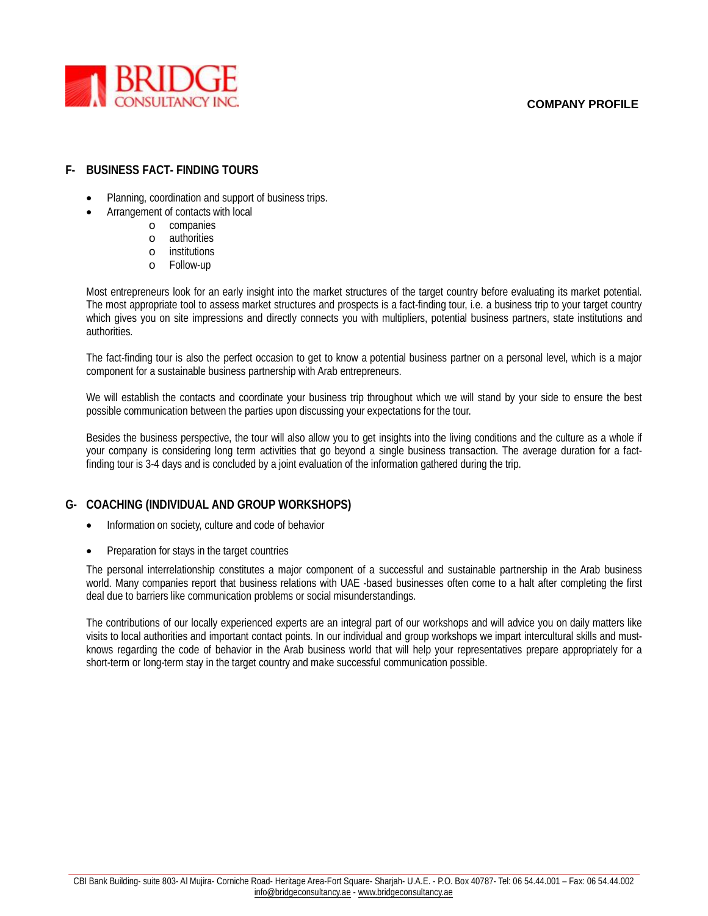## F- BUSINESS FACT- FINDING TOURS

- Planning, coordination and support of business trips.
- Arrangement of contacts with local
  - companies
  - authorities
  - institutions
  - Follow-up

Most entrepreneurs look for an early insight into the market structures of the target country before evaluating its market potential. The most appropriate tool to assess market structures and prospects is a fact-finding tour, i.e. a business trip to your target country which gives you on site impressions and directly connects you with multipliers, potential business partners, state institutions and authorities.

The fact-finding tour is also the perfect occasion to get to know a potential business partner on a personal level, which is a major component for a sustainable business partnership with Arab entrepreneurs.

We will establish the contacts and coordinate your business trip throughout which we will stand by your side to ensure the best possible communication between the parties upon discussing your expectations for the tour.

Besides the business perspective, the tour will also allow you to get insights into the living conditions and the culture as a whole if your company is considering long term activities that go beyond a single business transaction. The average duration for a fact-finding tour is 3-4 days and is concluded by a joint evaluation of the information gathered during the trip.

## G- COACHING (INDIVIDUAL AND GROUP WORKSHOPS)

- Information on society, culture and code of behavior
- Preparation for stays in the target countries

The personal interrelationship constitutes a major component of a successful and sustainable partnership in the Arab business world. Many companies report that business relations with UAE -based businesses often come to a halt after completing the first deal due to barriers like communication problems or social misunderstandings.

The contributions of our locally experienced experts are an integral part of our workshops and will advice you on daily matters like visits to local authorities and important contact points. In our individual and group workshops we impart intercultural skills and must-knows regarding the code of behavior in the Arab business world that will help your representatives prepare appropriately for a short-term or long-term stay in the target country and make successful communication possible.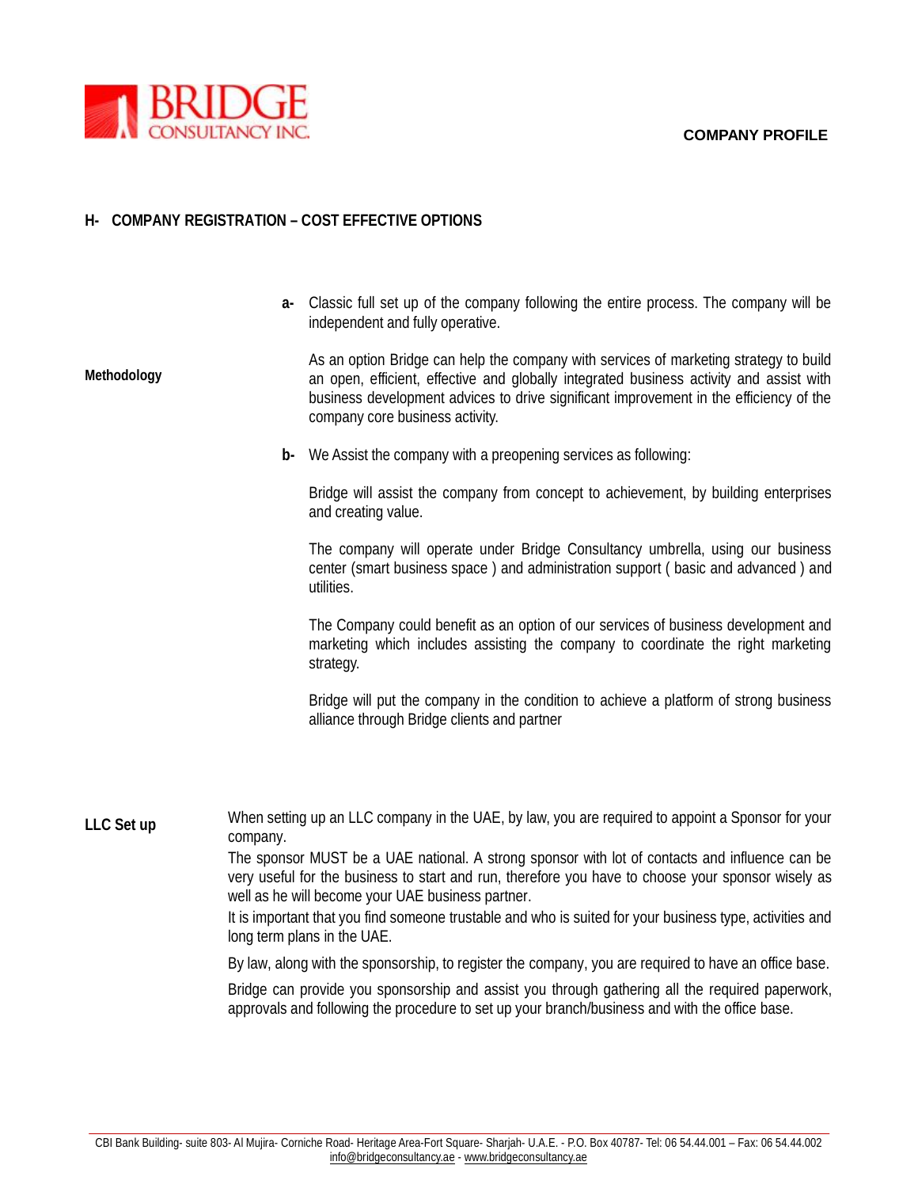## H- COMPANY REGISTRATION – COST EFFECTIVE OPTIONS

**Methodology**

**a-** Classic full set up of the company following the entire process. The company will be independent and fully operative.

As an option Bridge can help the company with services of marketing strategy to build an open, efficient, effective and globally integrated business activity and assist with business development advices to drive significant improvement in the efficiency of the company core business activity.

**b-** We Assist the company with a preopening services as following:

Bridge will assist the company from concept to achievement, by building enterprises and creating value.

The company will operate under Bridge Consultancy umbrella, using our business center (smart business space ) and administration support ( basic and advanced ) and utilities.

The Company could benefit as an option of our services of business development and marketing which includes assisting the company to coordinate the right marketing strategy.

Bridge will put the company in the condition to achieve a platform of strong business alliance through Bridge clients and partner

**LLC Set up**

When setting up an LLC company in the UAE, by law, you are required to appoint a Sponsor for your company.

The sponsor MUST be a UAE national. A strong sponsor with lot of contacts and influence can be very useful for the business to start and run, therefore you have to choose your sponsor wisely as well as he will become your UAE business partner.

It is important that you find someone trustable and who is suited for your business type, activities and long term plans in the UAE.

By law, along with the sponsorship, to register the company, you are required to have an office base.

Bridge can provide you sponsorship and assist you through gathering all the required paperwork, approvals and following the procedure to set up your branch/business and with the office base.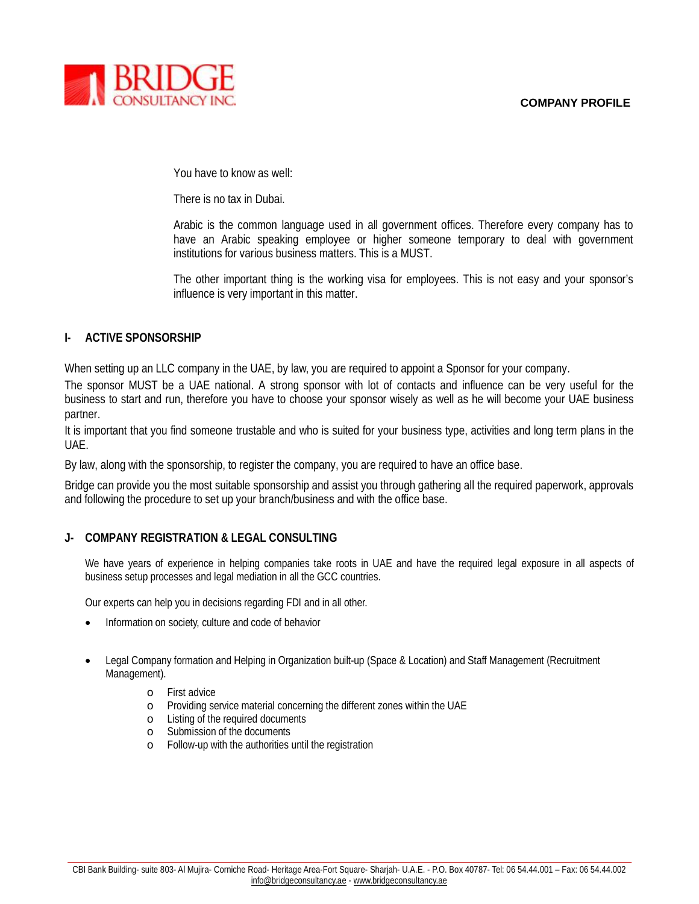You have to know as well:

There is no tax in Dubai.

Arabic is the common language used in all government offices. Therefore every company has to have an Arabic speaking employee or higher someone temporary to deal with government institutions for various business matters. This is a MUST.

The other important thing is the working visa for employees. This is not easy and your sponsor's influence is very important in this matter.

## I- ACTIVE SPONSORSHIP

When setting up an LLC company in the UAE, by law, you are required to appoint a Sponsor for your company.

The sponsor MUST be a UAE national. A strong sponsor with lot of contacts and influence can be very useful for the business to start and run, therefore you have to choose your sponsor wisely as well as he will become your UAE business partner.

It is important that you find someone trustable and who is suited for your business type, activities and long term plans in the UAE.

By law, along with the sponsorship, to register the company, you are required to have an office base.

Bridge can provide you the most suitable sponsorship and assist you through gathering all the required paperwork, approvals and following the procedure to set up your branch/business and with the office base.

## J- COMPANY REGISTRATION & LEGAL CONSULTING

We have years of experience in helping companies take roots in UAE and have the required legal exposure in all aspects of business setup processes and legal mediation in all the GCC countries.

Our experts can help you in decisions regarding FDI and in all other.

- Information on society, culture and code of behavior
- Legal Company formation and Helping in Organization built-up (Space & Location) and Staff Management (Recruitment Management).
  - First advice
  - Providing service material concerning the different zones within the UAE
  - Listing of the required documents
  - Submission of the documents
  - Follow-up with the authorities until the registration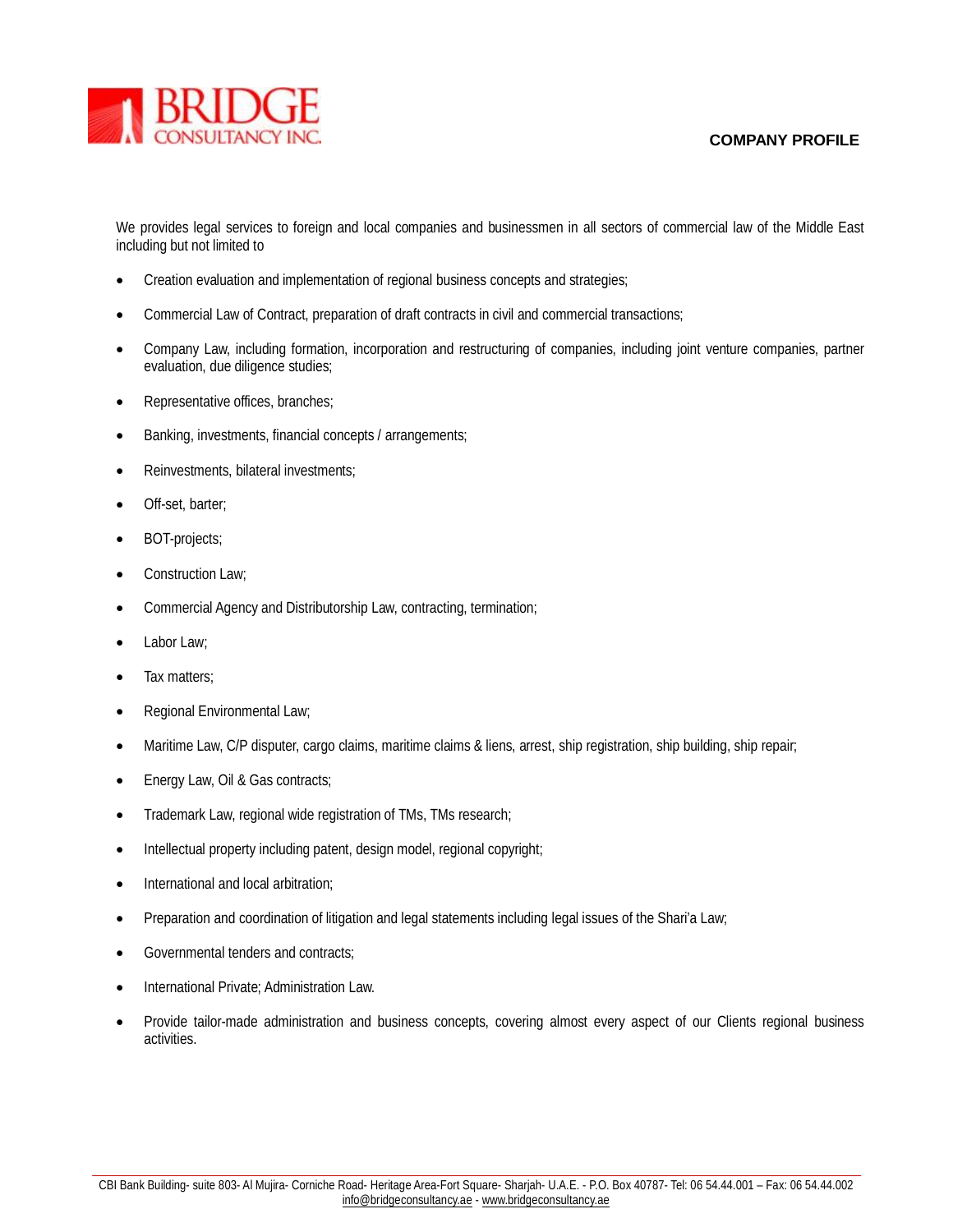BRIDGE CONSULTANCY INC.

**COMPANY PROFILE**

We provides legal services to foreign and local companies and businessmen in all sectors of commercial law of the Middle East including but not limited to

- Creation evaluation and implementation of regional business concepts and strategies;
- Commercial Law of Contract, preparation of draft contracts in civil and commercial transactions;
- Company Law, including formation, incorporation and restructuring of companies, including joint venture companies, partner evaluation, due diligence studies;
- Representative offices, branches;
- Banking, investments, financial concepts / arrangements;
- Reinvestments, bilateral investments;
- Off-set, barter;
- BOT-projects;
- Construction Law;
- Commercial Agency and Distributorship Law, contracting, termination;
- Labor Law;
- Tax matters;
- Regional Environmental Law;
- Maritime Law, C/P disputer, cargo claims, maritime claims & liens, arrest, ship registration, ship building, ship repair;
- Energy Law, Oil & Gas contracts;
- Trademark Law, regional wide registration of TMs, TMs research;
- Intellectual property including patent, design model, regional copyright;
- International and local arbitration;
- Preparation and coordination of litigation and legal statements including legal issues of the Shari'a Law;
- Governmental tenders and contracts;
- International Private; Administration Law.
- Provide tailor-made administration and business concepts, covering almost every aspect of our Clients regional business activities.

CBI Bank Building- suite 803- Al Mujira- Corniche Road- Heritage Area-Fort Square- Sharjah- U.A.E. - P.O. Box 40787- Tel: 06 54.44.001 – Fax: 06 54.44.002
info@bridgeconsultancy.ae - www.bridgeconsultancy.ae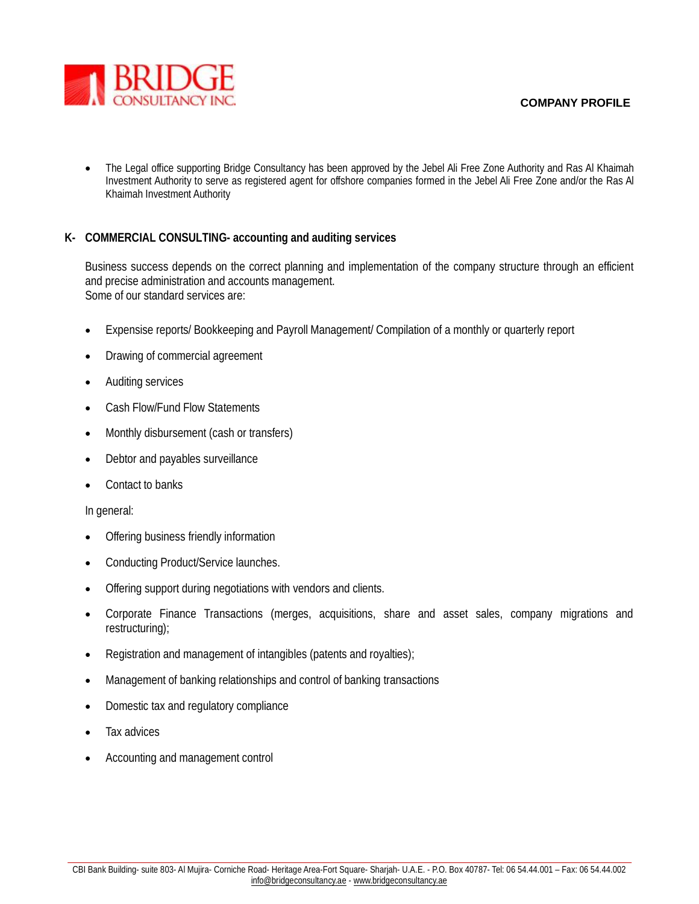- The Legal office supporting Bridge Consultancy has been approved by the Jebel Ali Free Zone Authority and Ras Al Khaimah Investment Authority to serve as registered agent for offshore companies formed in the Jebel Ali Free Zone and/or the Ras Al Khaimah Investment Authority

## K- COMMERCIAL CONSULTING- accounting and auditing services

Business success depends on the correct planning and implementation of the company structure through an efficient and precise administration and accounts management.
Some of our standard services are:

- Expensise reports/ Bookkeeping and Payroll Management/ Compilation of a monthly or quarterly report
- Drawing of commercial agreement
- Auditing services
- Cash Flow/Fund Flow Statements
- Monthly disbursement (cash or transfers)
- Debtor and payables surveillance
- Contact to banks

In general:

- Offering business friendly information
- Conducting Product/Service launches.
- Offering support during negotiations with vendors and clients.
- Corporate Finance Transactions (merges, acquisitions, share and asset sales, company migrations and restructuring);
- Registration and management of intangibles (patents and royalties);
- Management of banking relationships and control of banking transactions
- Domestic tax and regulatory compliance
- Tax advices
- Accounting and management control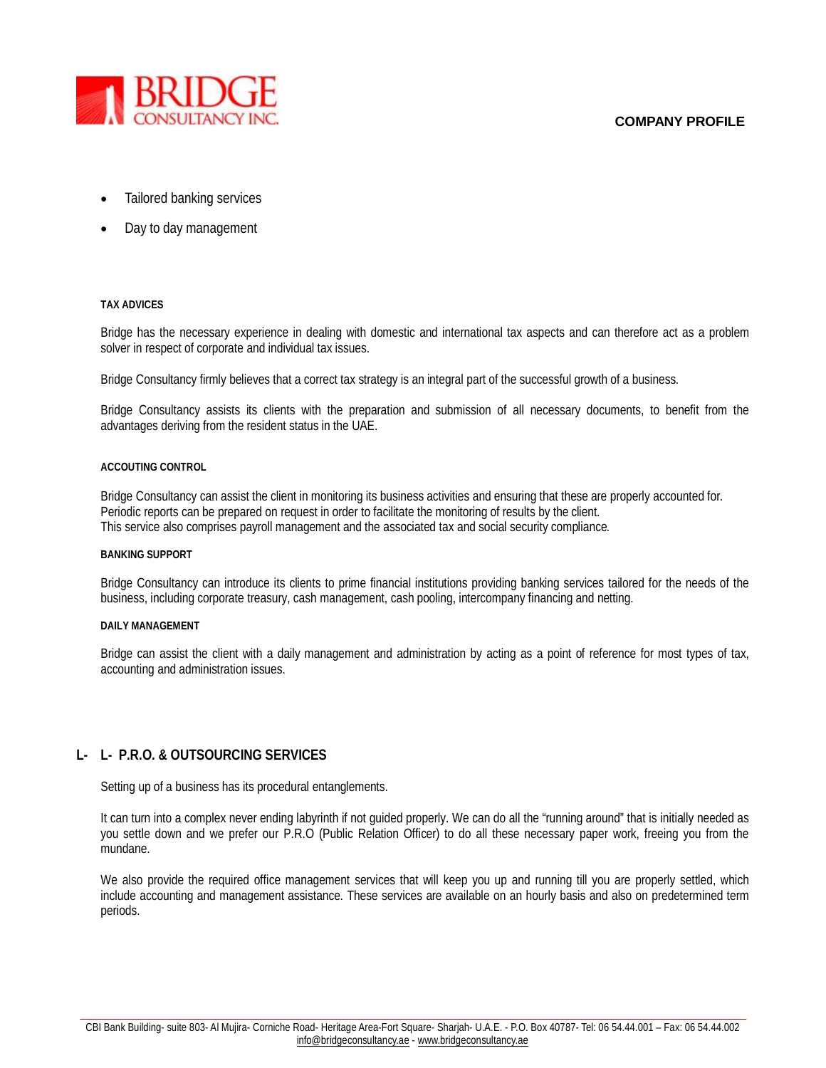- Tailored banking services
- Day to day management

#### TAX ADVICES

Bridge has the necessary experience in dealing with domestic and international tax aspects and can therefore act as a problem solver in respect of corporate and individual tax issues.

Bridge Consultancy firmly believes that a correct tax strategy is an integral part of the successful growth of a business.

Bridge Consultancy assists its clients with the preparation and submission of all necessary documents, to benefit from the advantages deriving from the resident status in the UAE.

#### ACCOUTING CONTROL

Bridge Consultancy can assist the client in monitoring its business activities and ensuring that these are properly accounted for.
Periodic reports can be prepared on request in order to facilitate the monitoring of results by the client.
This service also comprises payroll management and the associated tax and social security compliance.

#### BANKING SUPPORT

Bridge Consultancy can introduce its clients to prime financial institutions providing banking services tailored for the needs of the business, including corporate treasury, cash management, cash pooling, intercompany financing and netting.

#### DAILY MANAGEMENT

Bridge can assist the client with a daily management and administration by acting as a point of reference for most types of tax, accounting and administration issues.

## L- L- P.R.O. & OUTSOURCING SERVICES

Setting up of a business has its procedural entanglements.

It can turn into a complex never ending labyrinth if not guided properly. We can do all the "running around" that is initially needed as you settle down and we prefer our P.R.O (Public Relation Officer) to do all these necessary paper work, freeing you from the mundane.

We also provide the required office management services that will keep you up and running till you are properly settled, which include accounting and management assistance. These services are available on an hourly basis and also on predetermined term periods.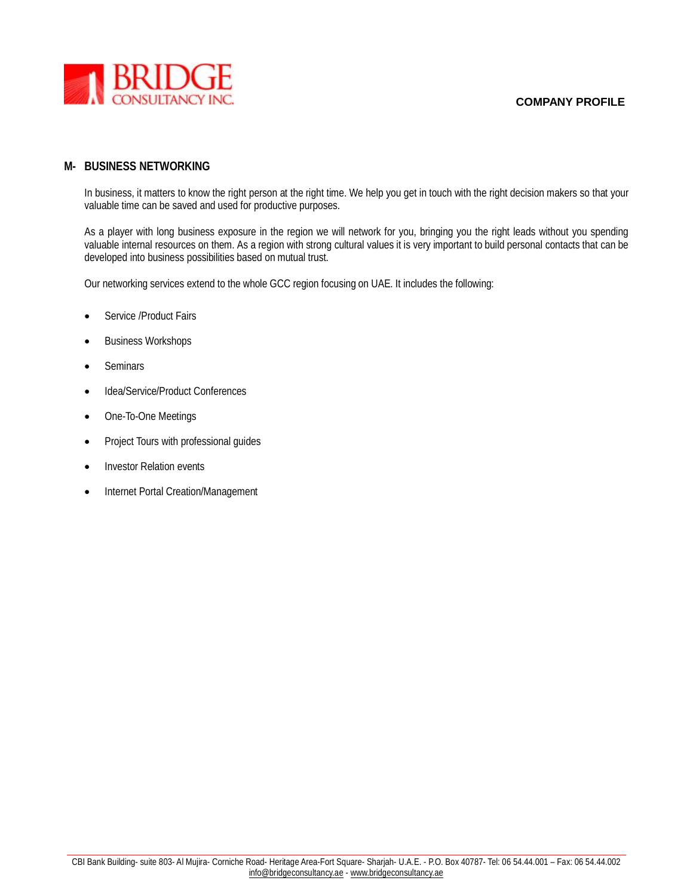## M- BUSINESS NETWORKING

In business, it matters to know the right person at the right time. We help you get in touch with the right decision makers so that your valuable time can be saved and used for productive purposes.

As a player with long business exposure in the region we will network for you, bringing you the right leads without you spending valuable internal resources on them. As a region with strong cultural values it is very important to build personal contacts that can be developed into business possibilities based on mutual trust.

Our networking services extend to the whole GCC region focusing on UAE. It includes the following:

- Service /Product Fairs
- Business Workshops
- Seminars
- Idea/Service/Product Conferences
- One-To-One Meetings
- Project Tours with professional guides
- Investor Relation events
- Internet Portal Creation/Management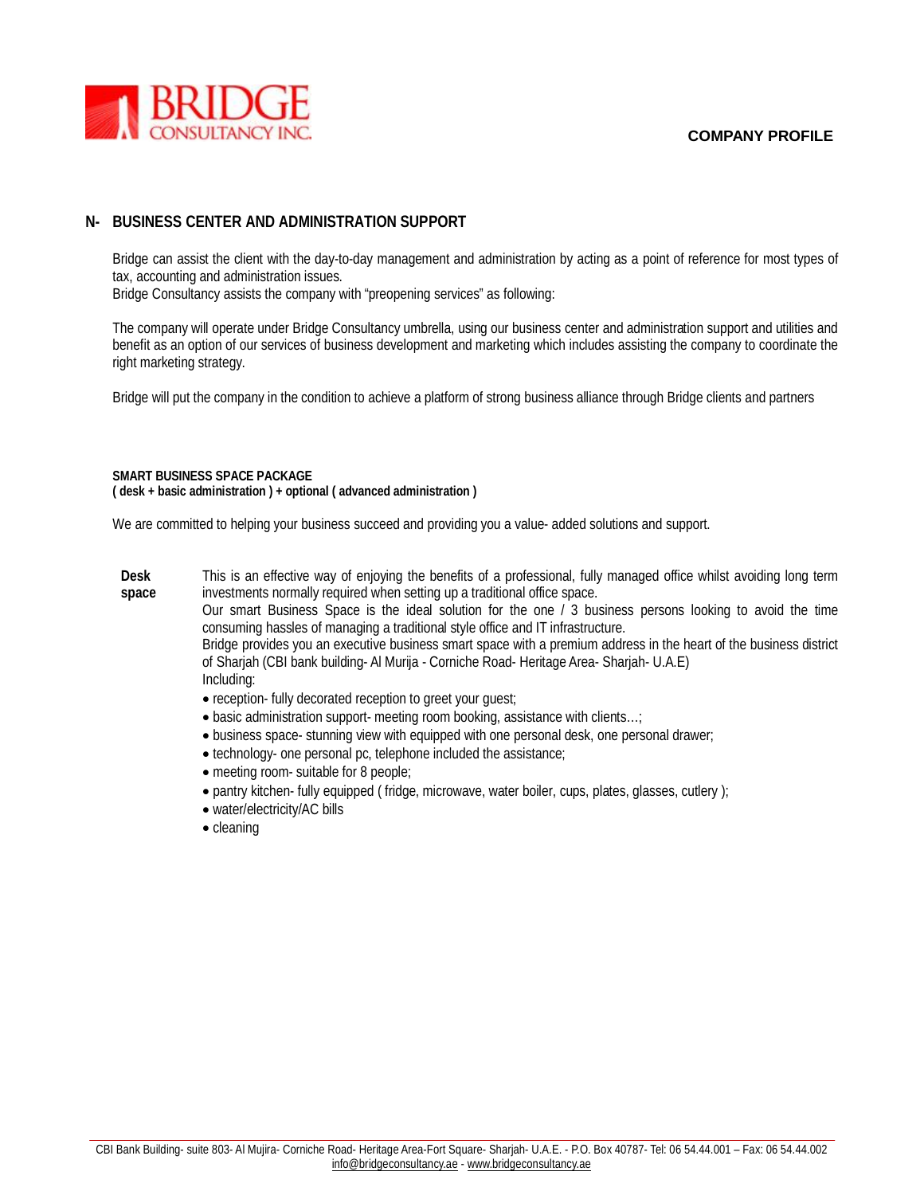## N- BUSINESS CENTER AND ADMINISTRATION SUPPORT

Bridge can assist the client with the day-to-day management and administration by acting as a point of reference for most types of tax, accounting and administration issues.
Bridge Consultancy assists the company with "preopening services" as following:

The company will operate under Bridge Consultancy umbrella, using our business center and administration support and utilities and benefit as an option of our services of business development and marketing which includes assisting the company to coordinate the right marketing strategy.

Bridge will put the company in the condition to achieve a platform of strong business alliance through Bridge clients and partners

**SMART BUSINESS SPACE PACKAGE**
**( desk + basic administration ) + optional ( advanced administration )**

We are committed to helping your business succeed and providing you a value- added solutions and support.

**Desk space**

This is an effective way of enjoying the benefits of a professional, fully managed office whilst avoiding long term investments normally required when setting up a traditional office space.
Our smart Business Space is the ideal solution for the one / 3 business persons looking to avoid the time consuming hassles of managing a traditional style office and IT infrastructure.
Bridge provides you an executive business smart space with a premium address in the heart of the business district of Sharjah (CBI bank building- Al Murija - Corniche Road- Heritage Area- Sharjah- U.A.E)
Including:

- reception- fully decorated reception to greet your guest;
- basic administration support- meeting room booking, assistance with clients…;
- business space- stunning view with equipped with one personal desk, one personal drawer;
- technology- one personal pc, telephone included the assistance;
- meeting room- suitable for 8 people;
- pantry kitchen- fully equipped ( fridge, microwave, water boiler, cups, plates, glasses, cutlery );
- water/electricity/AC bills
- cleaning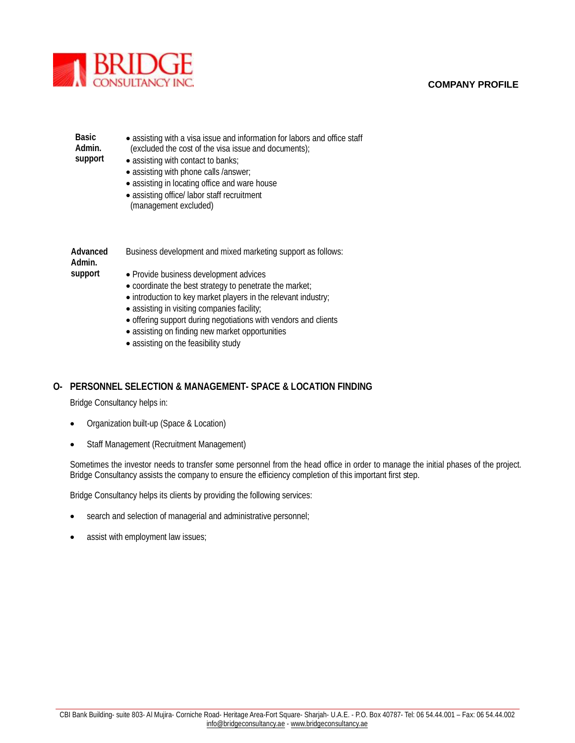| | |
|---|---|
| **Basic Admin. support** | • assisting with a visa issue and information for labors and office staff (excluded the cost of the visa issue and documents);<br>• assisting with contact to banks;<br>• assisting with phone calls /answer;<br>• assisting in locating office and ware house<br>• assisting office/ labor staff recruitment (management excluded) |
| **Advanced Admin. support** | Business development and mixed marketing support as follows:<br>• Provide business development advices<br>• coordinate the best strategy to penetrate the market;<br>• introduction to key market players in the relevant industry;<br>• assisting in visiting companies facility;<br>• offering support during negotiations with vendors and clients<br>• assisting on finding new market opportunities<br>• assisting on the feasibility study |

## O- PERSONNEL SELECTION & MANAGEMENT- SPACE & LOCATION FINDING

Bridge Consultancy helps in:

- Organization built-up (Space & Location)
- Staff Management (Recruitment Management)

Sometimes the investor needs to transfer some personnel from the head office in order to manage the initial phases of the project. Bridge Consultancy assists the company to ensure the efficiency completion of this important first step.

Bridge Consultancy helps its clients by providing the following services:

- search and selection of managerial and administrative personnel;
- assist with employment law issues;